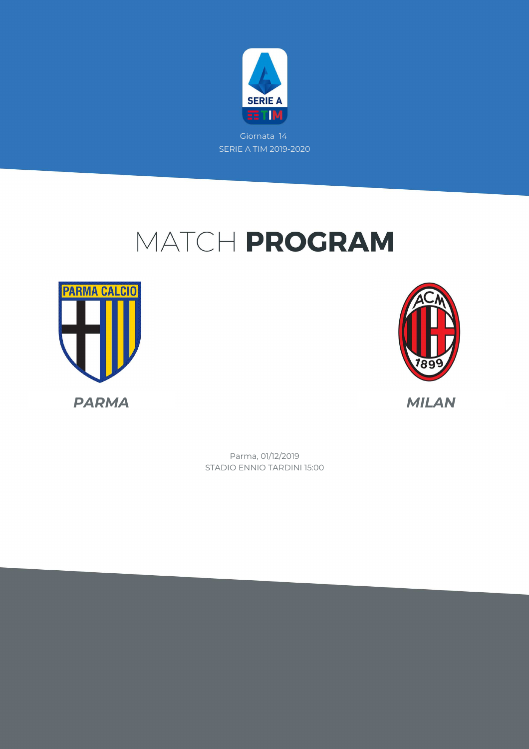Giornata 14

SERIE A TIM 2019-2020

# MATCH **PROGRAM**

***PARMA***

***MILAN***

Parma, 01/12/2019

STADIO ENNIO TARDINI 15:00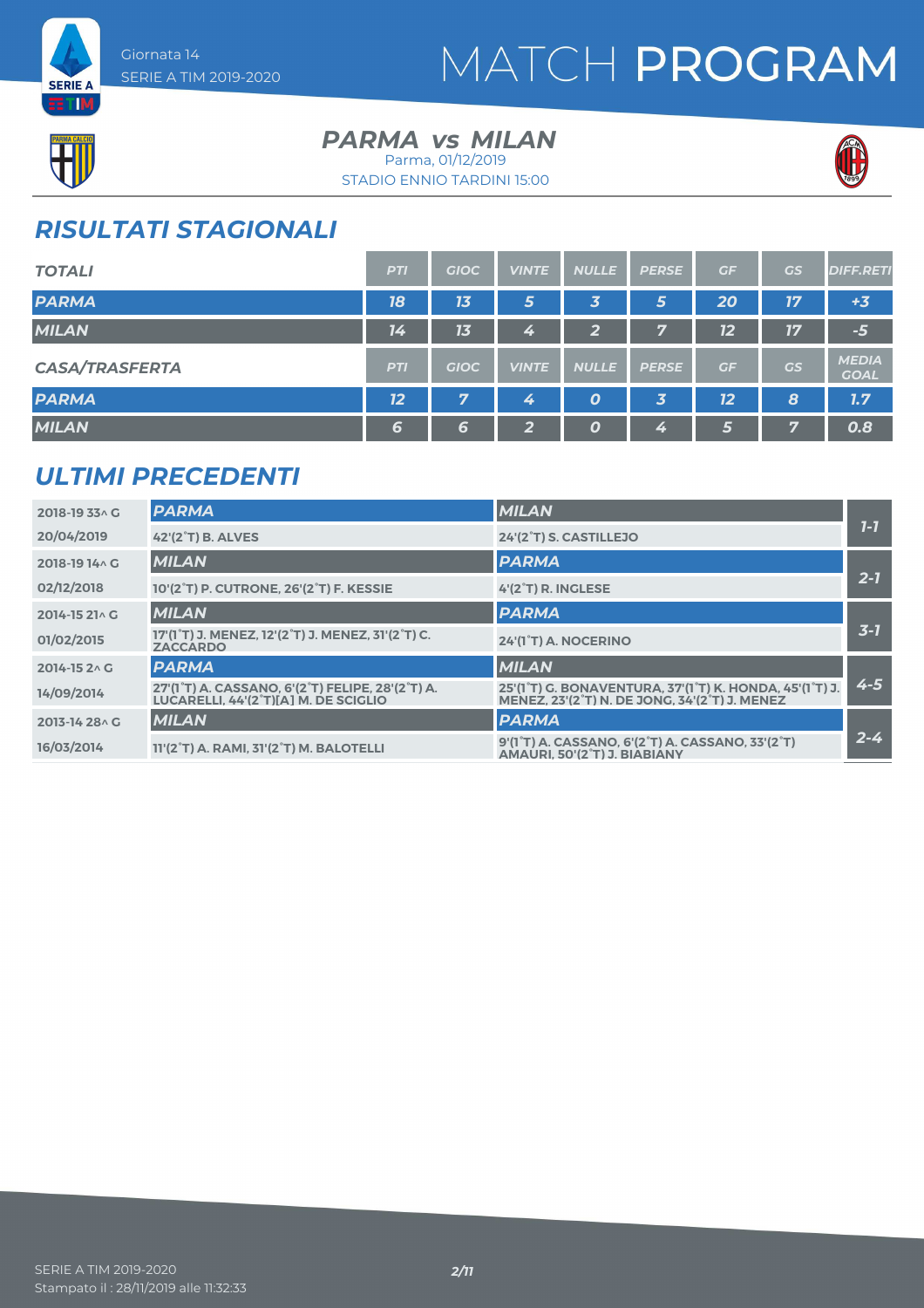# MATCH PROGRAM

Giornata 14
SERIE A TIM 2019-2020

## PARMA vs MILAN

Parma, 01/12/2019
STADIO ENNIO TARDINI 15:00

## RISULTATI STAGIONALI

| TOTALI | PTI | GIOC | VINTE | NULLE | PERSE | GF | GS | DIFF.RETI |
|---|---|---|---|---|---|---|---|---|
| PARMA | 18 | 13 | 5 | 3 | 5 | 20 | 17 | +3 |
| MILAN | 14 | 13 | 4 | 2 | 7 | 12 | 17 | -5 |

| CASA/TRASFERTA | PTI | GIOC | VINTE | NULLE | PERSE | GF | GS | MEDIA GOAL |
|---|---|---|---|---|---|---|---|---|
| PARMA | 12 | 7 | 4 | 0 | 3 | 12 | 8 | 1.7 |
| MILAN | 6 | 6 | 2 | 0 | 4 | 5 | 7 | 0.8 |

## ULTIMI PRECEDENTI

| | | | |
|---|---|---|---|
| 2018-19 33^ G | PARMA | MILAN | 1-1 |
| 20/04/2019 | 42'(2°T) B. ALVES | 24'(2°T) S. CASTILLEJO | |
| 2018-19 14^ G | MILAN | PARMA | 2-1 |
| 02/12/2018 | 10'(2°T) P. CUTRONE, 26'(2°T) F. KESSIE | 4'(2°T) R. INGLESE | |
| 2014-15 21^ G | MILAN | PARMA | 3-1 |
| 01/02/2015 | 17'(1°T) J. MENEZ, 12'(2°T) J. MENEZ, 31'(2°T) C. ZACCARDO | 24'(1°T) A. NOCERINO | |
| 2014-15 2^ G | PARMA | MILAN | 4-5 |
| 14/09/2014 | 27'(1°T) A. CASSANO, 6'(2°T) FELIPE, 28'(2°T) A. LUCARELLI, 44'(2°T)[A] M. DE SCIGLIO | 25'(1°T) G. BONAVENTURA, 37'(1°T) K. HONDA, 45'(1°T) J. MENEZ, 23'(2°T) N. DE JONG, 34'(2°T) J. MENEZ | |
| 2013-14 28^ G | MILAN | PARMA | 2-4 |
| 16/03/2014 | 11'(2°T) A. RAMI, 31'(2°T) M. BALOTELLI | 9'(1°T) A. CASSANO, 6'(2°T) A. CASSANO, 33'(2°T) AMAURI, 50'(2°T) J. BIABIANY | |

Stampato il : 28/11/2019 alle 11:32:33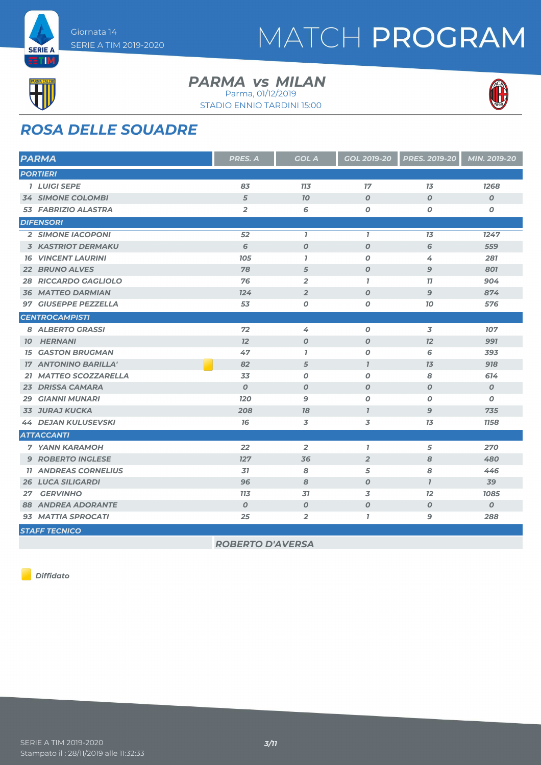# MATCH PROGRAM

Giornata 14
SERIE A TIM 2019-2020

## PARMA vs MILAN

Parma, 01/12/2019
STADIO ENNIO TARDINI 15:00

## ROSA DELLE SQUADRE

| PARMA | PRES. A | GOL A | GOL 2019-20 | PRES. 2019-20 | MIN. 2019-20 |
|---|---|---|---|---|---|
| **PORTIERI** | | | | | |
| 1 LUIGI SEPE | 83 | 113 | 17 | 13 | 1268 |
| 34 SIMONE COLOMBI | 5 | 10 | 0 | 0 | 0 |
| 53 FABRIZIO ALASTRA | 2 | 6 | 0 | 0 | 0 |
| **DIFENSORI** | | | | | |
| 2 SIMONE IACOPONI | 52 | 1 | 1 | 13 | 1247 |
| 3 KASTRIOT DERMAKU | 6 | 0 | 0 | 6 | 559 |
| 16 VINCENT LAURINI | 105 | 1 | 0 | 4 | 281 |
| 22 BRUNO ALVES | 78 | 5 | 0 | 9 | 801 |
| 28 RICCARDO GAGLIOLO | 76 | 2 | 1 | 11 | 904 |
| 36 MATTEO DARMIAN | 124 | 2 | 0 | 9 | 874 |
| 97 GIUSEPPE PEZZELLA | 53 | 0 | 0 | 10 | 576 |
| **CENTROCAMPISTI** | | | | | |
| 8 ALBERTO GRASSI | 72 | 4 | 0 | 3 | 107 |
| 10 HERNANI | 12 | 0 | 0 | 12 | 991 |
| 15 GASTON BRUGMAN | 47 | 1 | 0 | 6 | 393 |
| 17 ANTONINO BARILLA' (Diffidato) | 82 | 5 | 1 | 13 | 918 |
| 21 MATTEO SCOZZARELLA | 33 | 0 | 0 | 8 | 614 |
| 23 DRISSA CAMARA | 0 | 0 | 0 | 0 | 0 |
| 29 GIANNI MUNARI | 120 | 9 | 0 | 0 | 0 |
| 33 JURAJ KUCKA | 208 | 18 | 1 | 9 | 735 |
| 44 DEJAN KULUSEVSKI | 16 | 3 | 3 | 13 | 1158 |
| **ATTACCANTI** | | | | | |
| 7 YANN KARAMOH | 22 | 2 | 1 | 5 | 270 |
| 9 ROBERTO INGLESE | 127 | 36 | 2 | 8 | 480 |
| 11 ANDREAS CORNELIUS | 31 | 8 | 5 | 8 | 446 |
| 26 LUCA SILIGARDI | 96 | 8 | 0 | 1 | 39 |
| 27 GERVINHO | 113 | 31 | 3 | 12 | 1085 |
| 88 ANDREA ADORANTE | 0 | 0 | 0 | 0 | 0 |
| 93 MATTIA SPROCATI | 25 | 2 | 1 | 9 | 288 |
| **STAFF TECNICO** | | | | | |
| ROBERTO D'AVERSA | | | | | |

Diffidato

SERIE A TIM 2019-2020
Stampato il : 28/11/2019 alle 11:32:33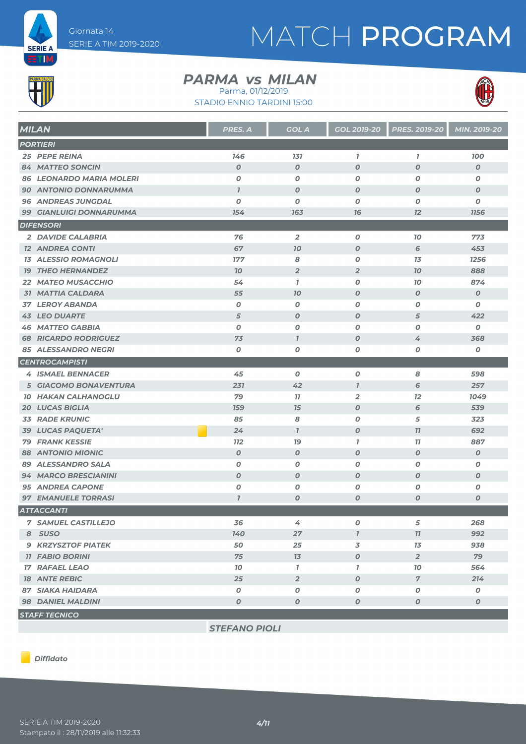Giornata 14
SERIE A TIM 2019-2020

# MATCH PROGRAM

## PARMA vs MILAN

Parma, 01/12/2019
STADIO ENNIO TARDINI 15:00

| MILAN | PRES. A | GOL A | GOL 2019-20 | PRES. 2019-20 | MIN. 2019-20 |
|---|---|---|---|---|---|
| **PORTIERI** | | | | | |
| 25 PEPE REINA | 146 | 131 | 1 | 1 | 100 |
| 84 MATTEO SONCIN | 0 | 0 | 0 | 0 | 0 |
| 86 LEONARDO MARIA MOLERI | 0 | 0 | 0 | 0 | 0 |
| 90 ANTONIO DONNARUMMA | 1 | 0 | 0 | 0 | 0 |
| 96 ANDREAS JUNGDAL | 0 | 0 | 0 | 0 | 0 |
| 99 GIANLUIGI DONNARUMMA | 154 | 163 | 16 | 12 | 1156 |
| **DIFENSORI** | | | | | |
| 2 DAVIDE CALABRIA | 76 | 2 | 0 | 10 | 773 |
| 12 ANDREA CONTI | 67 | 10 | 0 | 6 | 453 |
| 13 ALESSIO ROMAGNOLI | 177 | 8 | 0 | 13 | 1256 |
| 19 THEO HERNANDEZ | 10 | 2 | 2 | 10 | 888 |
| 22 MATEO MUSACCHIO | 54 | 1 | 0 | 10 | 874 |
| 31 MATTIA CALDARA | 55 | 10 | 0 | 0 | 0 |
| 37 LEROY ABANDA | 0 | 0 | 0 | 0 | 0 |
| 43 LEO DUARTE | 5 | 0 | 0 | 5 | 422 |
| 46 MATTEO GABBIA | 0 | 0 | 0 | 0 | 0 |
| 68 RICARDO RODRIGUEZ | 73 | 1 | 0 | 4 | 368 |
| 85 ALESSANDRO NEGRI | 0 | 0 | 0 | 0 | 0 |
| **CENTROCAMPISTI** | | | | | |
| 4 ISMAEL BENNACER | 45 | 0 | 0 | 8 | 598 |
| 5 GIACOMO BONAVENTURA | 231 | 42 | 1 | 6 | 257 |
| 10 HAKAN CALHANOGLU | 79 | 11 | 2 | 12 | 1049 |
| 20 LUCAS BIGLIA | 159 | 15 | 0 | 6 | 539 |
| 33 RADE KRUNIC | 85 | 8 | 0 | 5 | 323 |
| 39 LUCAS PAQUETA' (Diffidato) | 24 | 1 | 0 | 11 | 692 |
| 79 FRANK KESSIE | 112 | 19 | 1 | 11 | 887 |
| 88 ANTONIO MIONIC | 0 | 0 | 0 | 0 | 0 |
| 89 ALESSANDRO SALA | 0 | 0 | 0 | 0 | 0 |
| 94 MARCO BRESCIANINI | 0 | 0 | 0 | 0 | 0 |
| 95 ANDREA CAPONE | 0 | 0 | 0 | 0 | 0 |
| 97 EMANUELE TORRASI | 1 | 0 | 0 | 0 | 0 |
| **ATTACCANTI** | | | | | |
| 7 SAMUEL CASTILLEJO | 36 | 4 | 0 | 5 | 268 |
| 8 SUSO | 140 | 27 | 1 | 11 | 992 |
| 9 KRZYSZTOF PIATEK | 50 | 25 | 3 | 13 | 938 |
| 11 FABIO BORINI | 75 | 13 | 0 | 2 | 79 |
| 17 RAFAEL LEAO | 10 | 1 | 1 | 10 | 564 |
| 18 ANTE REBIC | 25 | 2 | 0 | 7 | 214 |
| 87 SIAKA HAIDARA | 0 | 0 | 0 | 0 | 0 |
| 98 DANIEL MALDINI | 0 | 0 | 0 | 0 | 0 |
| **STAFF TECNICO** | | | | | |
| | STEFANO PIOLI | | | | |

*Diffidato*

SERIE A TIM 2019-2020
Stampato il : 28/11/2019 alle 11:32:33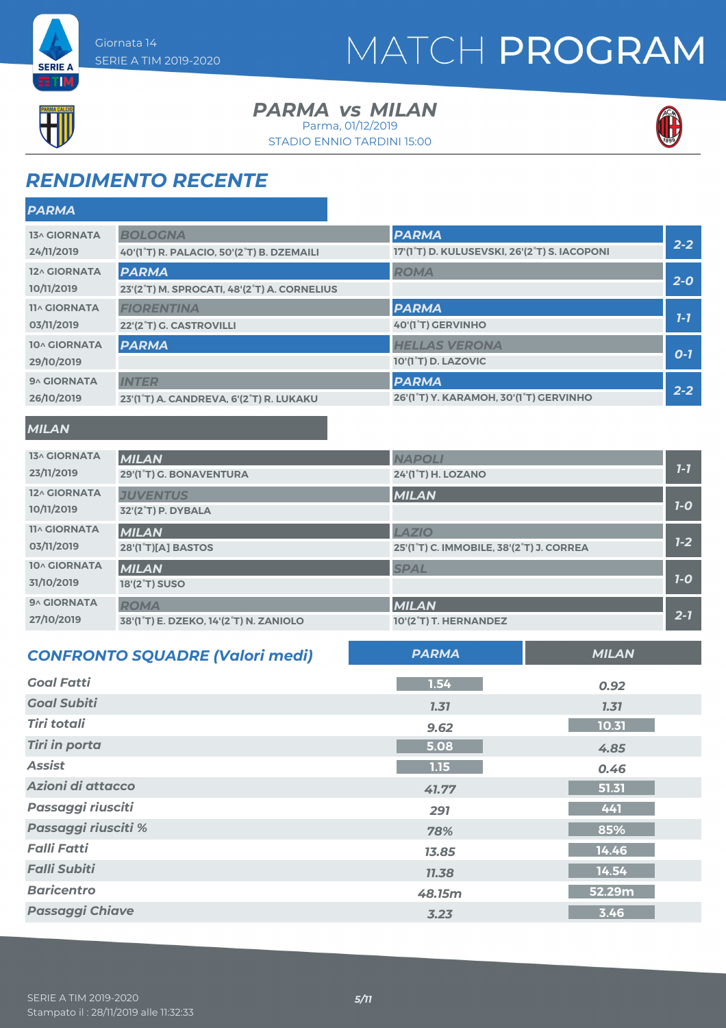# MATCH PROGRAM

Giornata 14
SERIE A TIM 2019-2020

## PARMA vs MILAN

Parma, 01/12/2019
STADIO ENNIO TARDINI 15:00

## RENDIMENTO RECENTE

### PARMA

| Giornata | Casa | Ospite | Risultato |
|---|---|---|---|
| 13^ GIORNATA 24/11/2019 | **BOLOGNA** 40'(1°T) R. PALACIO, 50'(2°T) B. DZEMAILI | **PARMA** 17'(1°T) D. KULUSEVSKI, 26'(2°T) S. IACOPONI | 2-2 |
| 12^ GIORNATA 10/11/2019 | **PARMA** 23'(2°T) M. SPROCATI, 48'(2°T) A. CORNELIUS | **ROMA** | 2-0 |
| 11^ GIORNATA 03/11/2019 | **FIORENTINA** 22'(2°T) G. CASTROVILLI | **PARMA** 40'(1°T) GERVINHO | 1-1 |
| 10^ GIORNATA 29/10/2019 | **PARMA** | **HELLAS VERONA** 10'(1°T) D. LAZOVIC | 0-1 |
| 9^ GIORNATA 26/10/2019 | **INTER** 23'(1°T) A. CANDREVA, 6'(2°T) R. LUKAKU | **PARMA** 26'(1°T) Y. KARAMOH, 30'(1°T) GERVINHO | 2-2 |

### MILAN

| Giornata | Casa | Ospite | Risultato |
|---|---|---|---|
| 13^ GIORNATA 23/11/2019 | **MILAN** 29'(1°T) G. BONAVENTURA | **NAPOLI** 24'(1°T) H. LOZANO | 1-1 |
| 12^ GIORNATA 10/11/2019 | **JUVENTUS** 32'(2°T) P. DYBALA | **MILAN** | 1-0 |
| 11^ GIORNATA 03/11/2019 | **MILAN** 28'(1°T)[A] BASTOS | **LAZIO** 25'(1°T) C. IMMOBILE, 38'(2°T) J. CORREA | 1-2 |
| 10^ GIORNATA 31/10/2019 | **MILAN** 18'(2°T) SUSO | **SPAL** | 1-0 |
| 9^ GIORNATA 27/10/2019 | **ROMA** 38'(1°T) E. DZEKO, 14'(2°T) N. ZANIOLO | **MILAN** 10'(2°T) T. HERNANDEZ | 2-1 |

## CONFRONTO SQUADRE (Valori medi)

| | PARMA | MILAN |
|---|---|---|
| Goal Fatti | 1.54 | 0.92 |
| Goal Subiti | 1.31 | 1.31 |
| Tiri totali | 9.62 | 10.31 |
| Tiri in porta | 5.08 | 4.85 |
| Assist | 1.15 | 0.46 |
| Azioni di attacco | 41.77 | 51.31 |
| Passaggi riusciti | 291 | 441 |
| Passaggi riusciti % | 78% | 85% |
| Falli Fatti | 13.85 | 14.46 |
| Falli Subiti | 11.38 | 14.54 |
| Baricentro | 48.15m | 52.29m |
| Passaggi Chiave | 3.23 | 3.46 |

SERIE A TIM 2019-2020
Stampato il : 28/11/2019 alle 11:32:33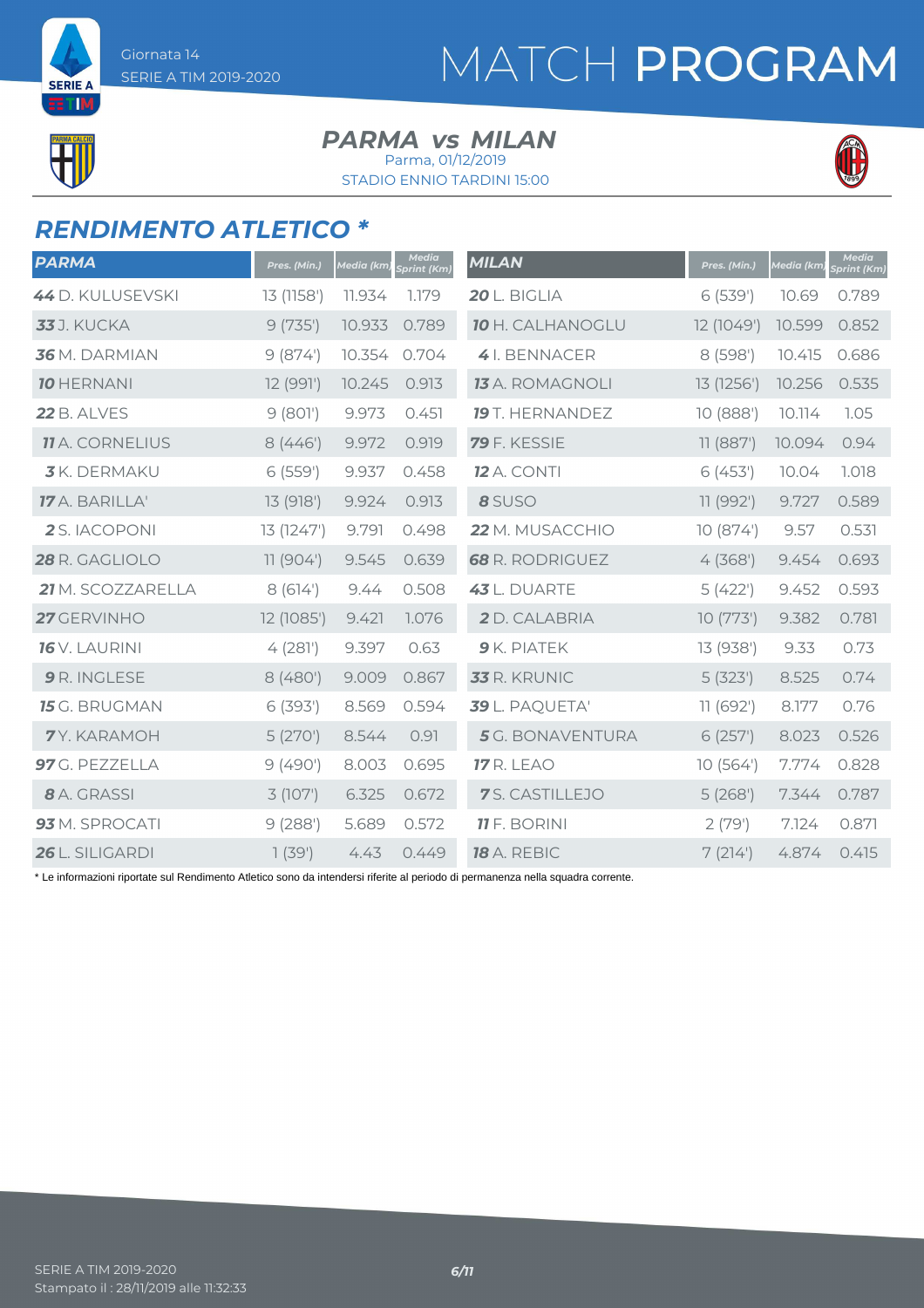# MATCH PROGRAM

Giornata 14
SERIE A TIM 2019-2020

## PARMA vs MILAN

Parma, 01/12/2019
STADIO ENNIO TARDINI 15:00

## RENDIMENTO ATLETICO *

| PARMA | Pres. (Min.) | Media (km) | Media Sprint (Km) |
|---|---|---|---|
| **44** D. KULUSEVSKI | 13 (1158') | 11.934 | 1.179 |
| **33** J. KUCKA | 9 (735') | 10.933 | 0.789 |
| **36** M. DARMIAN | 9 (874') | 10.354 | 0.704 |
| **10** HERNANI | 12 (991') | 10.245 | 0.913 |
| **22** B. ALVES | 9 (801') | 9.973 | 0.451 |
| **11** A. CORNELIUS | 8 (446') | 9.972 | 0.919 |
| **3** K. DERMAKU | 6 (559') | 9.937 | 0.458 |
| **17** A. BARILLA' | 13 (918') | 9.924 | 0.913 |
| **2** S. IACOPONI | 13 (1247') | 9.791 | 0.498 |
| **28** R. GAGLIOLO | 11 (904') | 9.545 | 0.639 |
| **21** M. SCOZZARELLA | 8 (614') | 9.44 | 0.508 |
| **27** GERVINHO | 12 (1085') | 9.421 | 1.076 |
| **16** V. LAURINI | 4 (281') | 9.397 | 0.63 |
| **9** R. INGLESE | 8 (480') | 9.009 | 0.867 |
| **15** G. BRUGMAN | 6 (393') | 8.569 | 0.594 |
| **7** Y. KARAMOH | 5 (270') | 8.544 | 0.91 |
| **97** G. PEZZELLA | 9 (490') | 8.003 | 0.695 |
| **8** A. GRASSI | 3 (107') | 6.325 | 0.672 |
| **93** M. SPROCATI | 9 (288') | 5.689 | 0.572 |
| **26** L. SILIGARDI | 1 (39') | 4.43 | 0.449 |

| MILAN | Pres. (Min.) | Media (km) | Media Sprint (Km) |
|---|---|---|---|
| **20** L. BIGLIA | 6 (539') | 10.69 | 0.789 |
| **10** H. CALHANOGLU | 12 (1049') | 10.599 | 0.852 |
| **4** I. BENNACER | 8 (598') | 10.415 | 0.686 |
| **13** A. ROMAGNOLI | 13 (1256') | 10.256 | 0.535 |
| **19** T. HERNANDEZ | 10 (888') | 10.114 | 1.05 |
| **79** F. KESSIE | 11 (887') | 10.094 | 0.94 |
| **12** A. CONTI | 6 (453') | 10.04 | 1.018 |
| **8** SUSO | 11 (992') | 9.727 | 0.589 |
| **22** M. MUSACCHIO | 10 (874') | 9.57 | 0.531 |
| **68** R. RODRIGUEZ | 4 (368') | 9.454 | 0.693 |
| **43** L. DUARTE | 5 (422') | 9.452 | 0.593 |
| **2** D. CALABRIA | 10 (773') | 9.382 | 0.781 |
| **9** K. PIATEK | 13 (938') | 9.33 | 0.73 |
| **33** R. KRUNIC | 5 (323') | 8.525 | 0.74 |
| **39** L. PAQUETA' | 11 (692') | 8.177 | 0.76 |
| **5** G. BONAVENTURA | 6 (257') | 8.023 | 0.526 |
| **17** R. LEAO | 10 (564') | 7.774 | 0.828 |
| **7** S. CASTILLEJO | 5 (268') | 7.344 | 0.787 |
| **11** F. BORINI | 2 (79') | 7.124 | 0.871 |
| **18** A. REBIC | 7 (214') | 4.874 | 0.415 |

* Le informazioni riportate sul Rendimento Atletico sono da intendersi riferite al periodo di permanenza nella squadra corrente.

SERIE A TIM 2019-2020
Stampato il : 28/11/2019 alle 11:32:33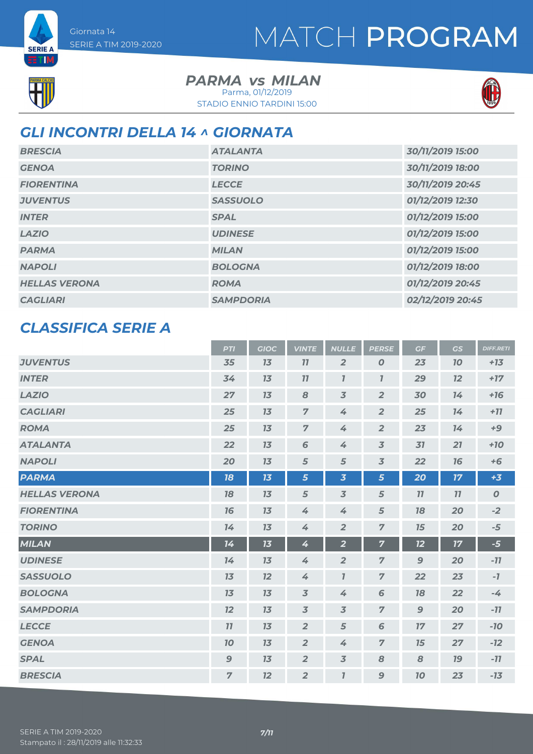Giornata 14
SERIE A TIM 2019-2020

# MATCH PROGRAM

## PARMA vs MILAN

Parma, 01/12/2019
STADIO ENNIO TARDINI 15:00

## GLI INCONTRI DELLA 14 ^ GIORNATA

| | | |
|---|---|---|
| BRESCIA | ATALANTA | 30/11/2019 15:00 |
| GENOA | TORINO | 30/11/2019 18:00 |
| FIORENTINA | LECCE | 30/11/2019 20:45 |
| JUVENTUS | SASSUOLO | 01/12/2019 12:30 |
| INTER | SPAL | 01/12/2019 15:00 |
| LAZIO | UDINESE | 01/12/2019 15:00 |
| PARMA | MILAN | 01/12/2019 15:00 |
| NAPOLI | BOLOGNA | 01/12/2019 18:00 |
| HELLAS VERONA | ROMA | 01/12/2019 20:45 |
| CAGLIARI | SAMPDORIA | 02/12/2019 20:45 |

## CLASSIFICA SERIE A

| | PTI | GIOC | VINTE | NULLE | PERSE | GF | GS | DIFF.RETI |
|---|---|---|---|---|---|---|---|---|
| JUVENTUS | 35 | 13 | 11 | 2 | 0 | 23 | 10 | +13 |
| INTER | 34 | 13 | 11 | 1 | 1 | 29 | 12 | +17 |
| LAZIO | 27 | 13 | 8 | 3 | 2 | 30 | 14 | +16 |
| CAGLIARI | 25 | 13 | 7 | 4 | 2 | 25 | 14 | +11 |
| ROMA | 25 | 13 | 7 | 4 | 2 | 23 | 14 | +9 |
| ATALANTA | 22 | 13 | 6 | 4 | 3 | 31 | 21 | +10 |
| NAPOLI | 20 | 13 | 5 | 5 | 3 | 22 | 16 | +6 |
| PARMA | 18 | 13 | 5 | 3 | 5 | 20 | 17 | +3 |
| HELLAS VERONA | 18 | 13 | 5 | 3 | 5 | 11 | 11 | 0 |
| FIORENTINA | 16 | 13 | 4 | 4 | 5 | 18 | 20 | -2 |
| TORINO | 14 | 13 | 4 | 2 | 7 | 15 | 20 | -5 |
| MILAN | 14 | 13 | 4 | 2 | 7 | 12 | 17 | -5 |
| UDINESE | 14 | 13 | 4 | 2 | 7 | 9 | 20 | -11 |
| SASSUOLO | 13 | 12 | 4 | 1 | 7 | 22 | 23 | -1 |
| BOLOGNA | 13 | 13 | 3 | 4 | 6 | 18 | 22 | -4 |
| SAMPDORIA | 12 | 13 | 3 | 3 | 7 | 9 | 20 | -11 |
| LECCE | 11 | 13 | 2 | 5 | 6 | 17 | 27 | -10 |
| GENOA | 10 | 13 | 2 | 4 | 7 | 15 | 27 | -12 |
| SPAL | 9 | 13 | 2 | 3 | 8 | 8 | 19 | -11 |
| BRESCIA | 7 | 12 | 2 | 1 | 9 | 10 | 23 | -13 |

SERIE A TIM 2019-2020
Stampato il : 28/11/2019 alle 11:32:33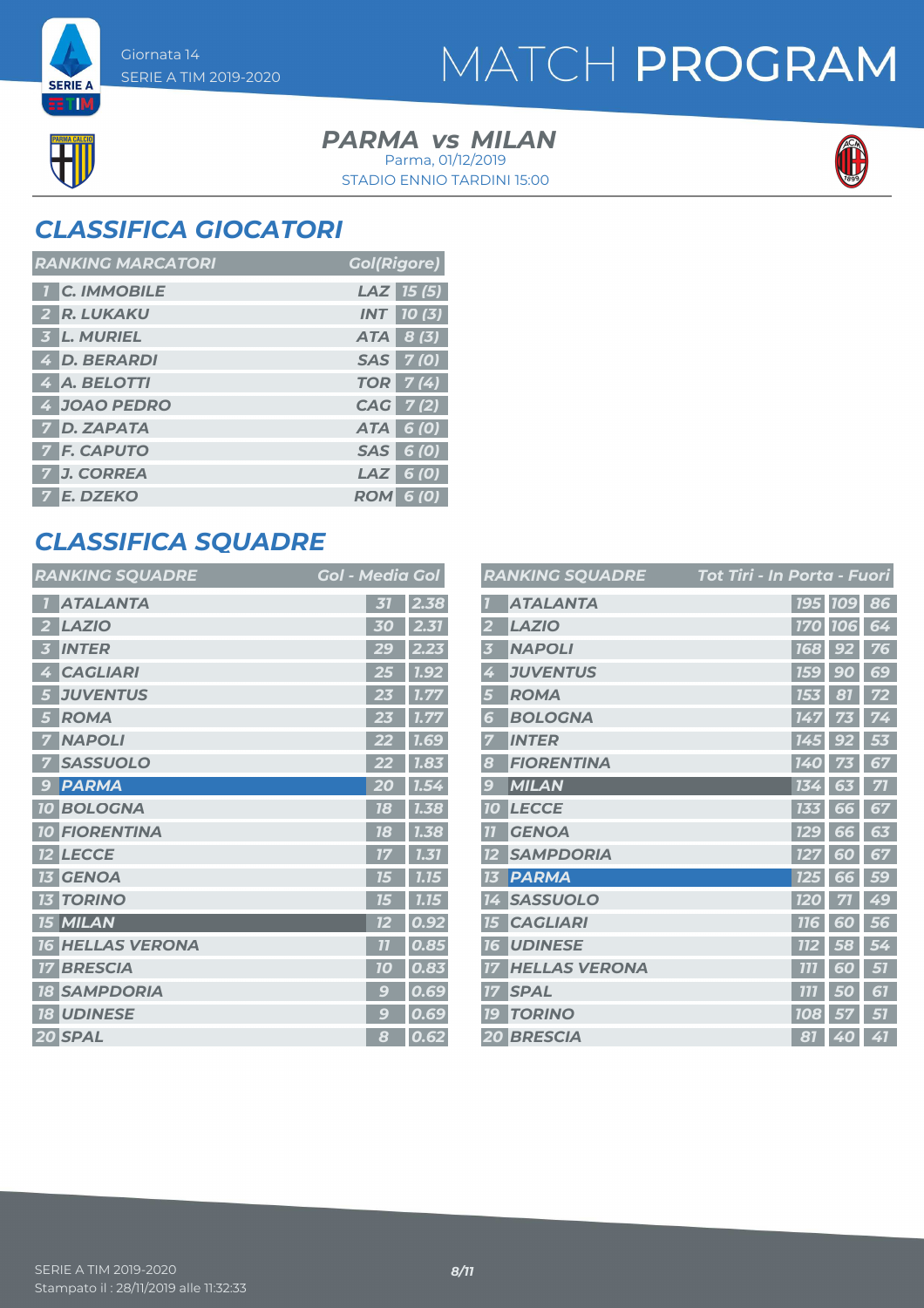Giornata 14
SERIE A TIM 2019-2020

# MATCH PROGRAM

**PARMA vs MILAN**
Parma, 01/12/2019
STADIO ENNIO TARDINI 15:00

## CLASSIFICA GIOCATORI

| RANKING MARCATORI | | | Gol(Rigore) |
|---|---|---|---|
| 1 | C. IMMOBILE | LAZ | 15 (5) |
| 2 | R. LUKAKU | INT | 10 (3) |
| 3 | L. MURIEL | ATA | 8 (3) |
| 4 | D. BERARDI | SAS | 7 (0) |
| 4 | A. BELOTTI | TOR | 7 (4) |
| 4 | JOAO PEDRO | CAG | 7 (2) |
| 7 | D. ZAPATA | ATA | 6 (0) |
| 7 | F. CAPUTO | SAS | 6 (0) |
| 7 | J. CORREA | LAZ | 6 (0) |
| 7 | E. DZEKO | ROM | 6 (0) |

## CLASSIFICA SQUADRE

| RANKING SQUADRE | | Gol | Media Gol |
|---|---|---|---|
| 1 | ATALANTA | 31 | 2.38 |
| 2 | LAZIO | 30 | 2.31 |
| 3 | INTER | 29 | 2.23 |
| 4 | CAGLIARI | 25 | 1.92 |
| 5 | JUVENTUS | 23 | 1.77 |
| 5 | ROMA | 23 | 1.77 |
| 7 | NAPOLI | 22 | 1.69 |
| 7 | SASSUOLO | 22 | 1.83 |
| 9 | PARMA | 20 | 1.54 |
| 10 | BOLOGNA | 18 | 1.38 |
| 10 | FIORENTINA | 18 | 1.38 |
| 12 | LECCE | 17 | 1.31 |
| 13 | GENOA | 15 | 1.15 |
| 13 | TORINO | 15 | 1.15 |
| 15 | MILAN | 12 | 0.92 |
| 16 | HELLAS VERONA | 11 | 0.85 |
| 17 | BRESCIA | 10 | 0.83 |
| 18 | SAMPDORIA | 9 | 0.69 |
| 18 | UDINESE | 9 | 0.69 |
| 20 | SPAL | 8 | 0.62 |

| RANKING SQUADRE | | Tot Tiri | In Porta | Fuori |
|---|---|---|---|---|
| 1 | ATALANTA | 195 | 109 | 86 |
| 2 | LAZIO | 170 | 106 | 64 |
| 3 | NAPOLI | 168 | 92 | 76 |
| 4 | JUVENTUS | 159 | 90 | 69 |
| 5 | ROMA | 153 | 81 | 72 |
| 6 | BOLOGNA | 147 | 73 | 74 |
| 7 | INTER | 145 | 92 | 53 |
| 8 | FIORENTINA | 140 | 73 | 67 |
| 9 | MILAN | 134 | 63 | 71 |
| 10 | LECCE | 133 | 66 | 67 |
| 11 | GENOA | 129 | 66 | 63 |
| 12 | SAMPDORIA | 127 | 60 | 67 |
| 13 | PARMA | 125 | 66 | 59 |
| 14 | SASSUOLO | 120 | 71 | 49 |
| 15 | CAGLIARI | 116 | 60 | 56 |
| 16 | UDINESE | 112 | 58 | 54 |
| 17 | HELLAS VERONA | 111 | 60 | 51 |
| 17 | SPAL | 111 | 50 | 61 |
| 19 | TORINO | 108 | 57 | 51 |
| 20 | BRESCIA | 81 | 40 | 41 |

SERIE A TIM 2019-2020
Stampato il : 28/11/2019 alle 11:32:33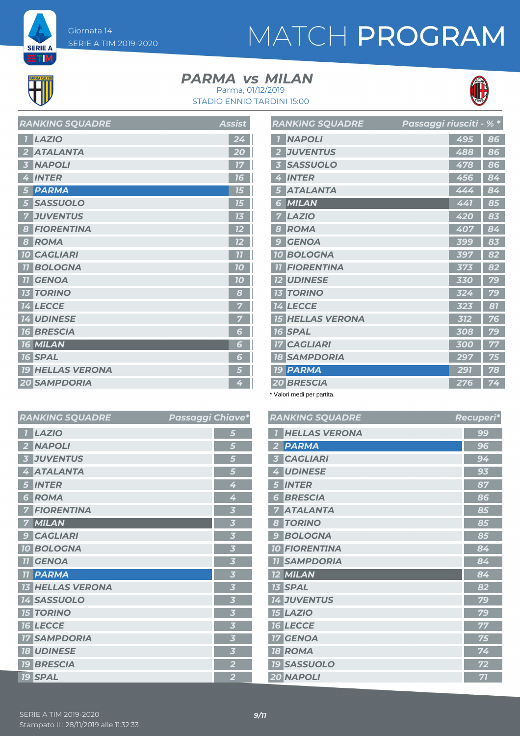Giornata 14
SERIE A TIM 2019-2020

# MATCH PROGRAM

## PARMA vs MILAN

Parma, 01/12/2019
STADIO ENNIO TARDINI 15:00

| RANKING SQUADRE | | Assist |
|---|---|---|
| 1 | LAZIO | 24 |
| 2 | ATALANTA | 20 |
| 3 | NAPOLI | 17 |
| 4 | INTER | 16 |
| 5 | PARMA | 15 |
| 5 | SASSUOLO | 15 |
| 7 | JUVENTUS | 13 |
| 8 | FIORENTINA | 12 |
| 8 | ROMA | 12 |
| 10 | CAGLIARI | 11 |
| 11 | BOLOGNA | 10 |
| 11 | GENOA | 10 |
| 13 | TORINO | 8 |
| 14 | LECCE | 7 |
| 14 | UDINESE | 7 |
| 16 | BRESCIA | 6 |
| 16 | MILAN | 6 |
| 16 | SPAL | 6 |
| 19 | HELLAS VERONA | 5 |
| 20 | SAMPDORIA | 4 |

| RANKING SQUADRE | | Passaggi riusciti | % * |
|---|---|---|---|
| 1 | NAPOLI | 495 | 86 |
| 2 | JUVENTUS | 488 | 86 |
| 3 | SASSUOLO | 478 | 86 |
| 4 | INTER | 456 | 84 |
| 5 | ATALANTA | 444 | 84 |
| 6 | MILAN | 441 | 85 |
| 7 | LAZIO | 420 | 83 |
| 8 | ROMA | 407 | 84 |
| 9 | GENOA | 399 | 83 |
| 10 | BOLOGNA | 397 | 82 |
| 11 | FIORENTINA | 373 | 82 |
| 12 | UDINESE | 330 | 79 |
| 13 | TORINO | 324 | 79 |
| 14 | LECCE | 323 | 81 |
| 15 | HELLAS VERONA | 312 | 76 |
| 16 | SPAL | 308 | 79 |
| 17 | CAGLIARI | 300 | 77 |
| 18 | SAMPDORIA | 297 | 75 |
| 19 | PARMA | 291 | 78 |
| 20 | BRESCIA | 276 | 74 |

\* Valori medi per partita.

| RANKING SQUADRE | | Passaggi Chiave* |
|---|---|---|
| 1 | LAZIO | 5 |
| 2 | NAPOLI | 5 |
| 3 | JUVENTUS | 5 |
| 4 | ATALANTA | 5 |
| 5 | INTER | 4 |
| 6 | ROMA | 4 |
| 7 | FIORENTINA | 3 |
| 7 | MILAN | 3 |
| 9 | CAGLIARI | 3 |
| 10 | BOLOGNA | 3 |
| 11 | GENOA | 3 |
| 11 | PARMA | 3 |
| 13 | HELLAS VERONA | 3 |
| 14 | SASSUOLO | 3 |
| 15 | TORINO | 3 |
| 16 | LECCE | 3 |
| 17 | SAMPDORIA | 3 |
| 18 | UDINESE | 3 |
| 19 | BRESCIA | 2 |
| 19 | SPAL | 2 |

| RANKING SQUADRE | | Recuperi* |
|---|---|---|
| 1 | HELLAS VERONA | 99 |
| 2 | PARMA | 96 |
| 3 | CAGLIARI | 94 |
| 4 | UDINESE | 93 |
| 5 | INTER | 87 |
| 6 | BRESCIA | 86 |
| 7 | ATALANTA | 85 |
| 8 | TORINO | 85 |
| 9 | BOLOGNA | 85 |
| 10 | FIORENTINA | 84 |
| 11 | SAMPDORIA | 84 |
| 12 | MILAN | 84 |
| 13 | SPAL | 82 |
| 14 | JUVENTUS | 79 |
| 15 | LAZIO | 79 |
| 16 | LECCE | 77 |
| 17 | GENOA | 75 |
| 18 | ROMA | 74 |
| 19 | SASSUOLO | 72 |
| 20 | NAPOLI | 71 |

SERIE A TIM 2019-2020
Stampato il : 28/11/2019 alle 11:32:33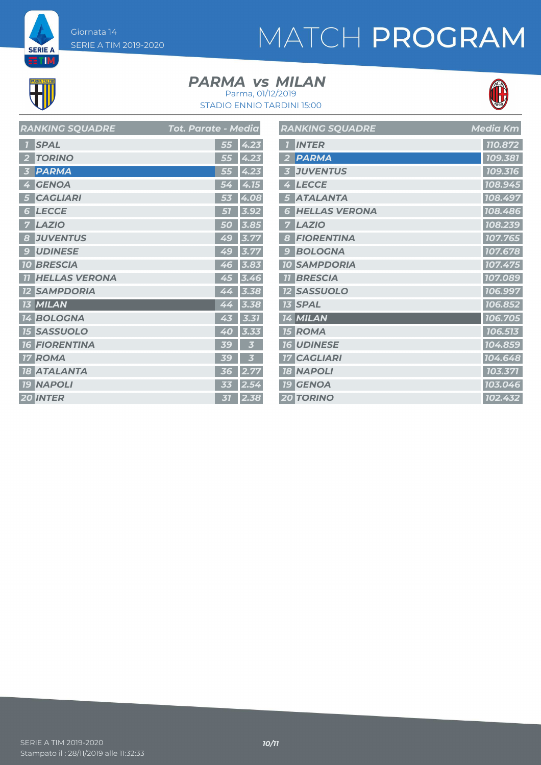Giornata 14
SERIE A TIM 2019-2020

# MATCH PROGRAM

## PARMA vs MILAN

Parma, 01/12/2019
STADIO ENNIO TARDINI 15:00

| | RANKING SQUADRE | Tot. Parate | Media |
|---|---|---|---|
| 1 | SPAL | 55 | 4.23 |
| 2 | TORINO | 55 | 4.23 |
| 3 | PARMA | 55 | 4.23 |
| 4 | GENOA | 54 | 4.15 |
| 5 | CAGLIARI | 53 | 4.08 |
| 6 | LECCE | 51 | 3.92 |
| 7 | LAZIO | 50 | 3.85 |
| 8 | JUVENTUS | 49 | 3.77 |
| 9 | UDINESE | 49 | 3.77 |
| 10 | BRESCIA | 46 | 3.83 |
| 11 | HELLAS VERONA | 45 | 3.46 |
| 12 | SAMPDORIA | 44 | 3.38 |
| 13 | MILAN | 44 | 3.38 |
| 14 | BOLOGNA | 43 | 3.31 |
| 15 | SASSUOLO | 40 | 3.33 |
| 16 | FIORENTINA | 39 | 3 |
| 17 | ROMA | 39 | 3 |
| 18 | ATALANTA | 36 | 2.77 |
| 19 | NAPOLI | 33 | 2.54 |
| 20 | INTER | 31 | 2.38 |

| | RANKING SQUADRE | Media Km |
|---|---|---|
| 1 | INTER | 110.872 |
| 2 | PARMA | 109.381 |
| 3 | JUVENTUS | 109.316 |
| 4 | LECCE | 108.945 |
| 5 | ATALANTA | 108.497 |
| 6 | HELLAS VERONA | 108.486 |
| 7 | LAZIO | 108.239 |
| 8 | FIORENTINA | 107.765 |
| 9 | BOLOGNA | 107.678 |
| 10 | SAMPDORIA | 107.475 |
| 11 | BRESCIA | 107.089 |
| 12 | SASSUOLO | 106.997 |
| 13 | SPAL | 106.852 |
| 14 | MILAN | 106.705 |
| 15 | ROMA | 106.513 |
| 16 | UDINESE | 104.859 |
| 17 | CAGLIARI | 104.648 |
| 18 | NAPOLI | 103.371 |
| 19 | GENOA | 103.046 |
| 20 | TORINO | 102.432 |

SERIE A TIM 2019-2020
Stampato il : 28/11/2019 alle 11:32:33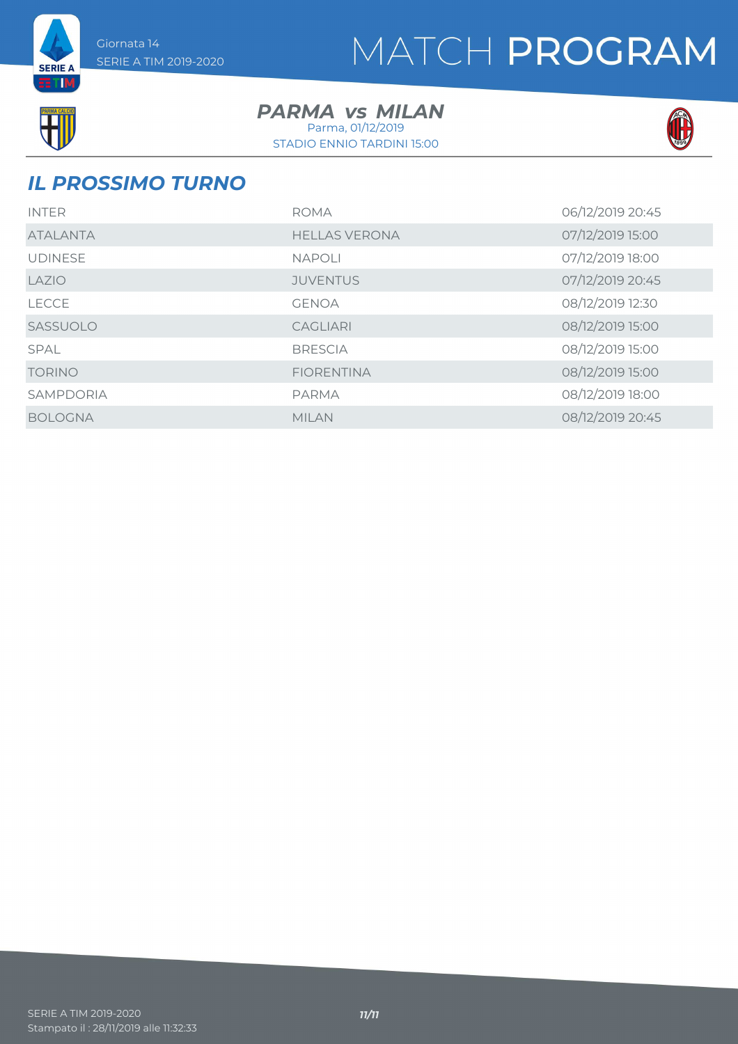Giornata 14
SERIE A TIM 2019-2020

# MATCH PROGRAM

**PARMA vs MILAN**
Parma, 01/12/2019
STADIO ENNIO TARDINI 15:00

## IL PROSSIMO TURNO

| | | |
|---|---|---|
| INTER | ROMA | 06/12/2019 20:45 |
| ATALANTA | HELLAS VERONA | 07/12/2019 15:00 |
| UDINESE | NAPOLI | 07/12/2019 18:00 |
| LAZIO | JUVENTUS | 07/12/2019 20:45 |
| LECCE | GENOA | 08/12/2019 12:30 |
| SASSUOLO | CAGLIARI | 08/12/2019 15:00 |
| SPAL | BRESCIA | 08/12/2019 15:00 |
| TORINO | FIORENTINA | 08/12/2019 15:00 |
| SAMPDORIA | PARMA | 08/12/2019 18:00 |
| BOLOGNA | MILAN | 08/12/2019 20:45 |

SERIE A TIM 2019-2020
Stampato il : 28/11/2019 alle 11:32:33